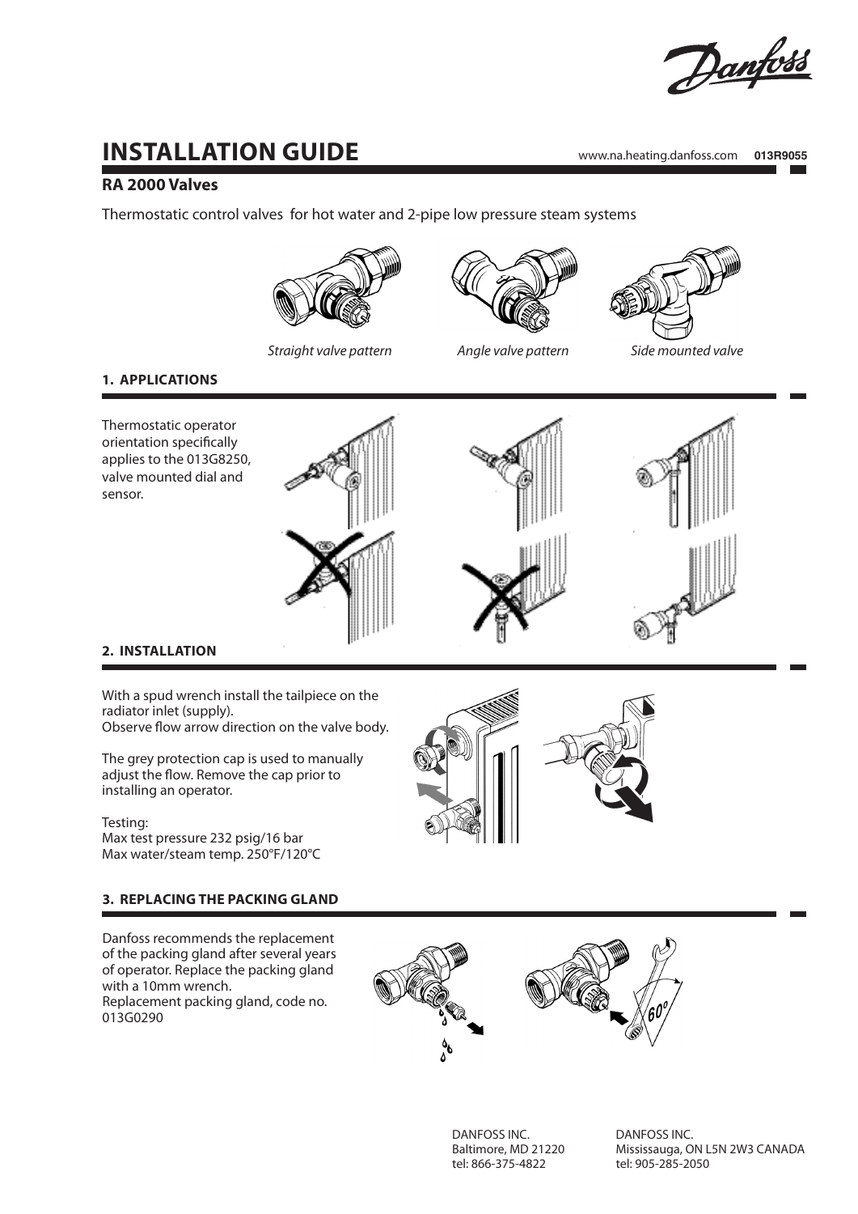# INSTALLATION GUIDE

www.na.heating.danfoss.com **013R9055**

## RA 2000 Valves

Thermostatic control valves for hot water and 2-pipe low pressure steam systems

*Straight valve pattern* *Angle valve pattern* *Side mounted valve*

### 1. APPLICATIONS

Thermostatic operator orientation specifically applies to the 013G8250, valve mounted dial and sensor.

### 2. INSTALLATION

With a spud wrench install the tailpiece on the radiator inlet (supply).
Observe flow arrow direction on the valve body.

The grey protection cap is used to manually adjust the flow. Remove the cap prior to installing an operator.

Testing:
Max test pressure 232 psig/16 bar
Max water/steam temp. 250°F/120°C

### 3. REPLACING THE PACKING GLAND

Danfoss recommends the replacement of the packing gland after several years of operator. Replace the packing gland with a 10mm wrench.
Replacement packing gland, code no. 013G0290

60°

DANFOSS INC.
Baltimore, MD 21220
tel: 866-375-4822

DANFOSS INC.
Mississauga, ON L5N 2W3 CANADA
tel: 905-285-2050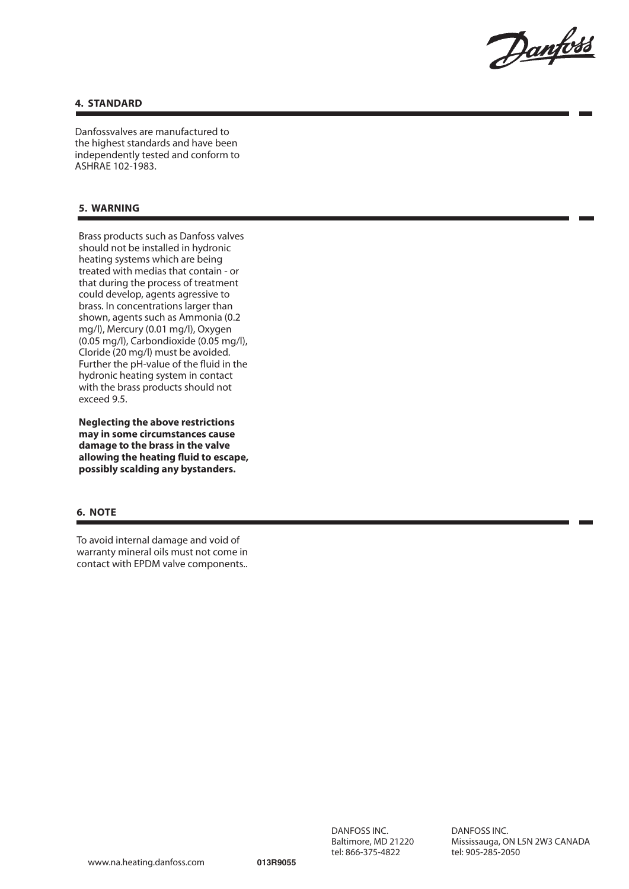## 4. STANDARD

Danfossvalves are manufactured to the highest standards and have been independently tested and conform to ASHRAE 102-1983.

## 5. WARNING

Brass products such as Danfoss valves should not be installed in hydronic heating systems which are being treated with medias that contain - or that during the process of treatment could develop, agents agressive to brass. In concentrations larger than shown, agents such as Ammonia (0.2 mg/l), Mercury (0.01 mg/l), Oxygen (0.05 mg/l), Carbondioxide (0.05 mg/l), Cloride (20 mg/l) must be avoided. Further the pH-value of the fluid in the hydronic heating system in contact with the brass products should not exceed 9.5.

**Neglecting the above restrictions may in some circumstances cause damage to the brass in the valve allowing the heating fluid to escape, possibly scalding any bystanders.**

## 6. NOTE

To avoid internal damage and void of warranty mineral oils must not come in contact with EPDM valve components..

DANFOSS INC.
Baltimore, MD 21220
tel: 866-375-4822

DANFOSS INC.
Mississauga, ON L5N 2W3 CANADA
tel: 905-285-2050

www.na.heating.danfoss.com

**013R9055**